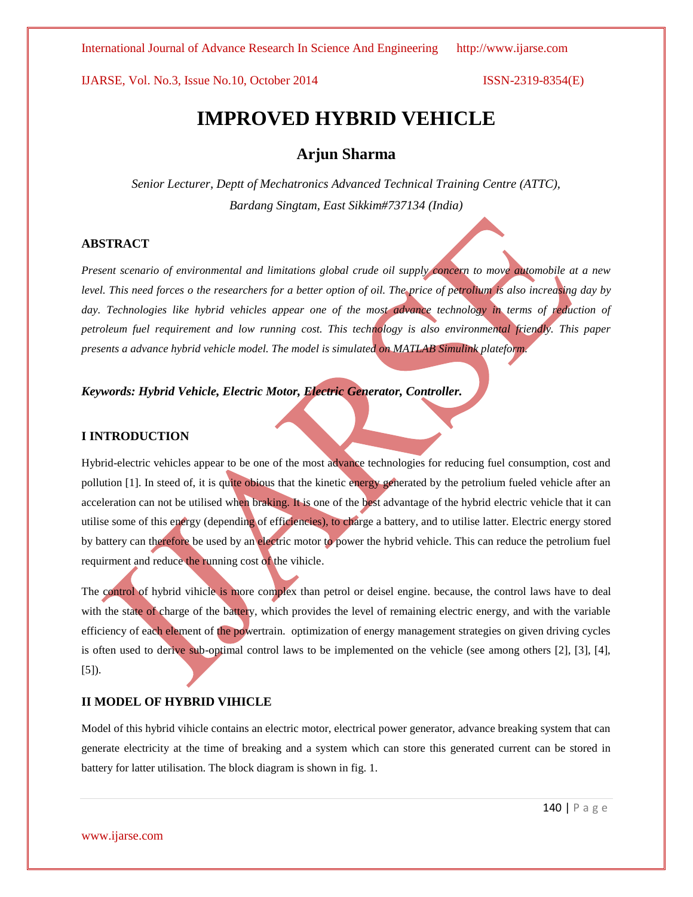# IMPROVED HYBRID VEHICLE

## Arjun Sharma

*Senior Lecturer, Deptt of Mechatronics Advanced Technical Training Centre (ATTC), Bardang Singtam, East Sikkim#737134 (India)*

### ABSTRACT

*Present scenario of environmental and limitations global crude oil supply concern to move automobile at a new level. This need forces o the researchers for a better option of oil. The price of petrolium is also increasing day by day. Technologies like hybrid vehicles appear one of the most advance technology in terms of reduction of petroleum fuel requirement and low running cost. This technology is also environmental friendly. This paper presents a advance hybrid vehicle model. The model is simulated on MATLAB Simulink plateform.*

***Keywords: Hybrid Vehicle, Electric Motor, Electric Generator, Controller.***

### I INTRODUCTION

Hybrid-electric vehicles appear to be one of the most advance technologies for reducing fuel consumption, cost and pollution [1]. In steed of, it is quite obious that the kinetic energy generated by the petrolium fueled vehicle after an acceleration can not be utilised when braking. It is one of the best advantage of the hybrid electric vehicle that it can utilise some of this energy (depending of efficiencies), to charge a battery, and to utilise latter. Electric energy stored by battery can therefore be used by an electric motor to power the hybrid vehicle. This can reduce the petrolium fuel requirment and reduce the running cost of the vihicle.

The control of hybrid vihicle is more complex than petrol or deisel engine. because, the control laws have to deal with the state of charge of the battery, which provides the level of remaining electric energy, and with the variable efficiency of each element of the powertrain. optimization of energy management strategies on given driving cycles is often used to derive sub-optimal control laws to be implemented on the vehicle (see among others [2], [3], [4], [5]).

### II MODEL OF HYBRID VIHICLE

Model of this hybrid vihicle contains an electric motor, electrical power generator, advance breaking system that can generate electricity at the time of breaking and a system which can store this generated current can be stored in battery for latter utilisation. The block diagram is shown in fig. 1.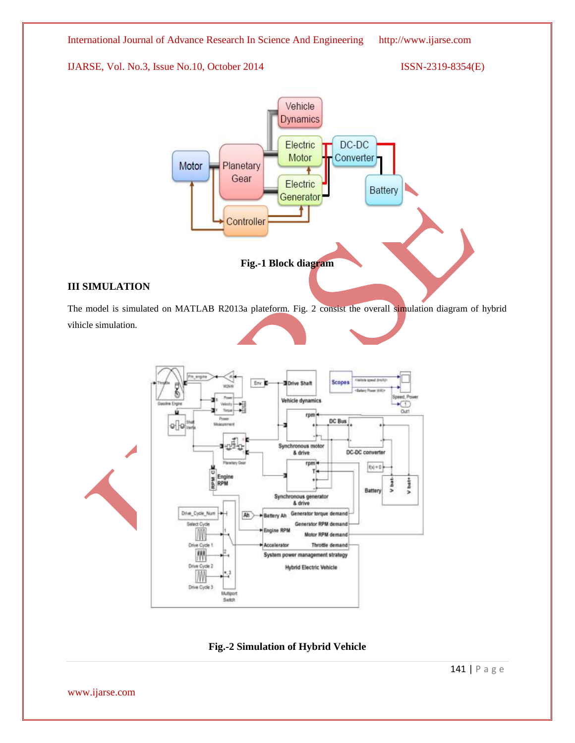Fig.-1 Block diagram

## III SIMULATION

The model is simulated on MATLAB R2013a plateform. Fig. 2 consist the overall simulation diagram of hybrid vihicle simulation.

Fig.-2 Simulation of Hybrid Vehicle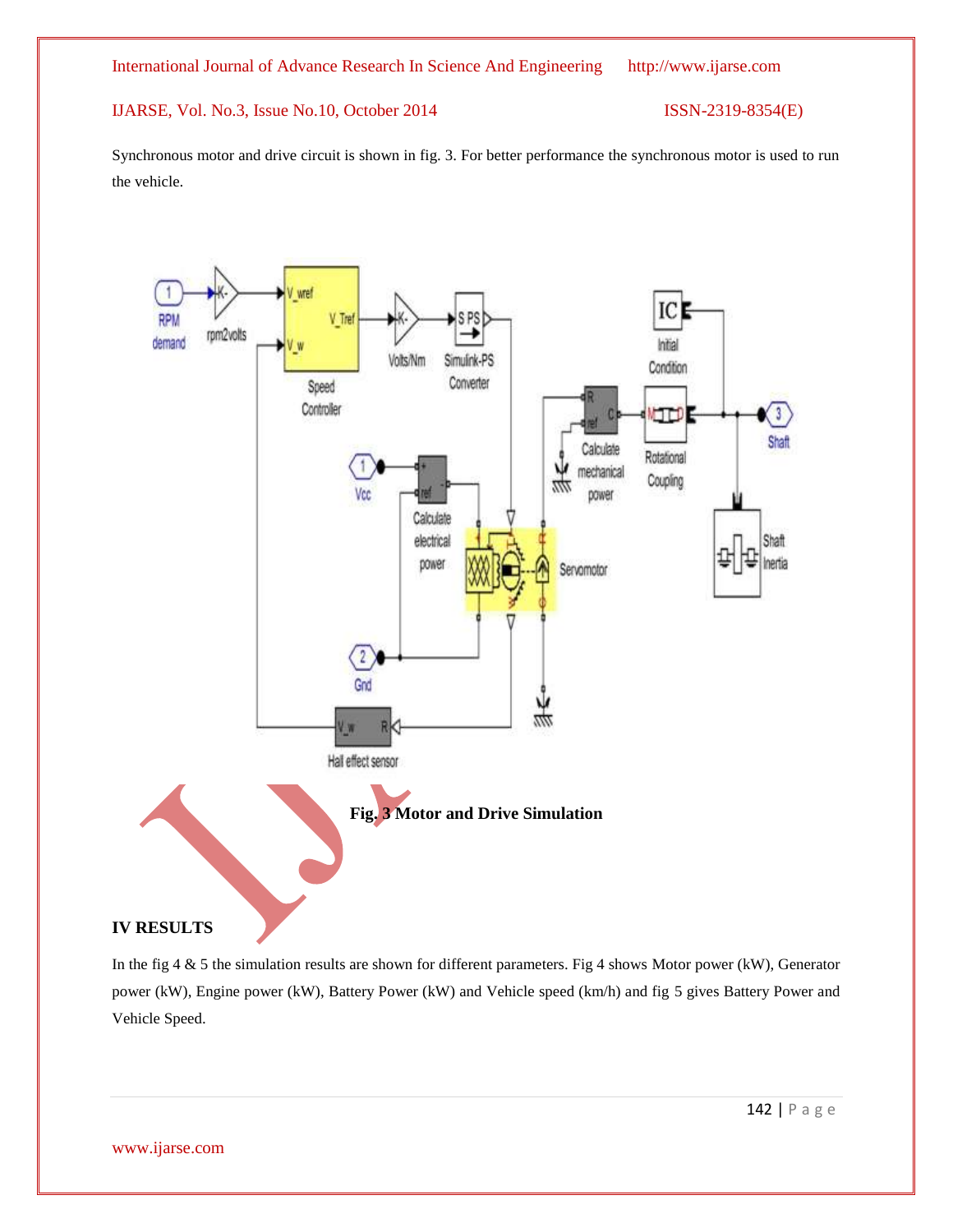Synchronous motor and drive circuit is shown in fig. 3. For better performance the synchronous motor is used to run the vehicle.

**Fig. 3 Motor and Drive Simulation**

## IV RESULTS

In the fig 4 & 5 the simulation results are shown for different parameters. Fig 4 shows Motor power (kW), Generator power (kW), Engine power (kW), Battery Power (kW) and Vehicle speed (km/h) and fig 5 gives Battery Power and Vehicle Speed.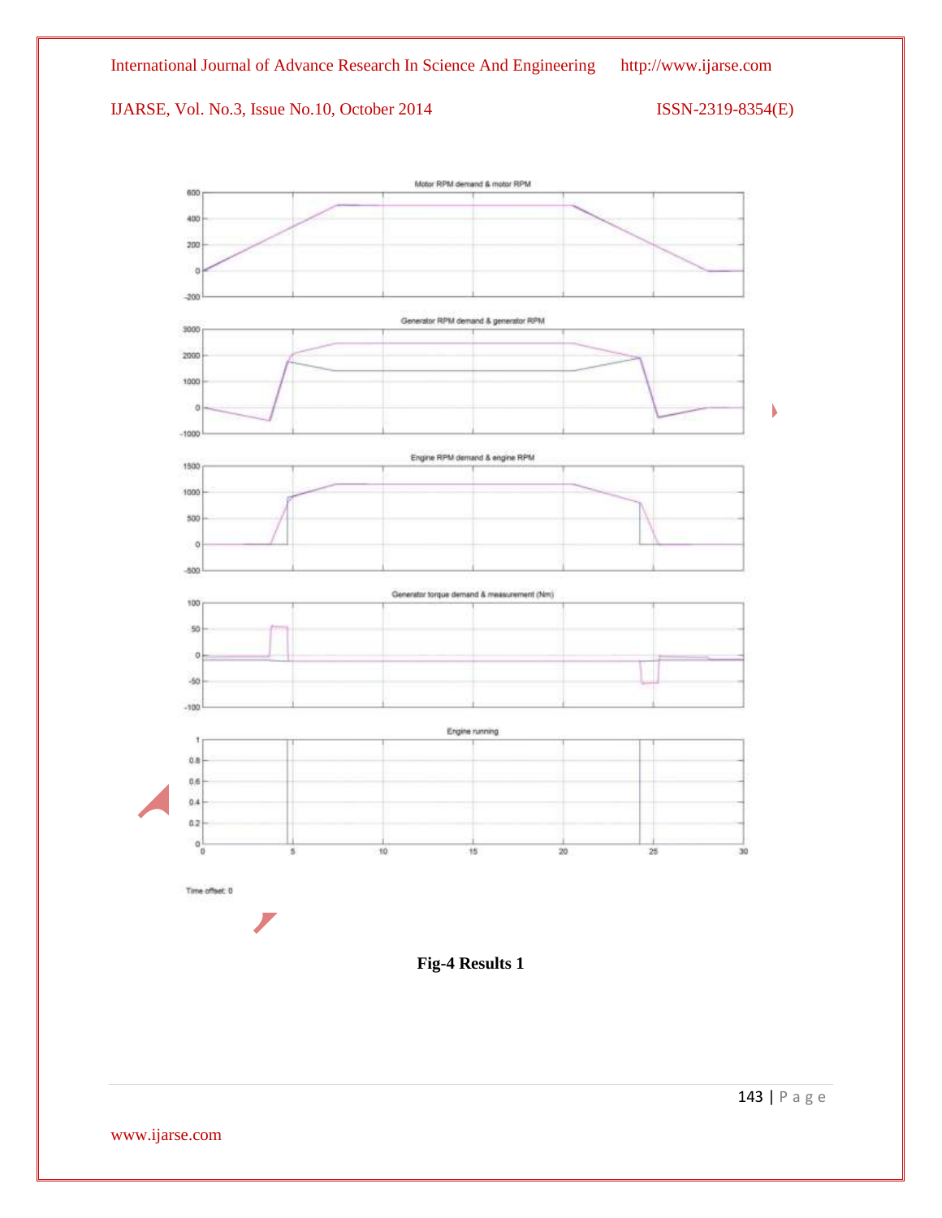Motor RPM demand & motor RPM

Generator RPM demand & generator RPM

Engine RPM demand & engine RPM

Generator torque demand & measurement (Nm)

Engine running

Time offset: 0

**Fig-4 Results 1**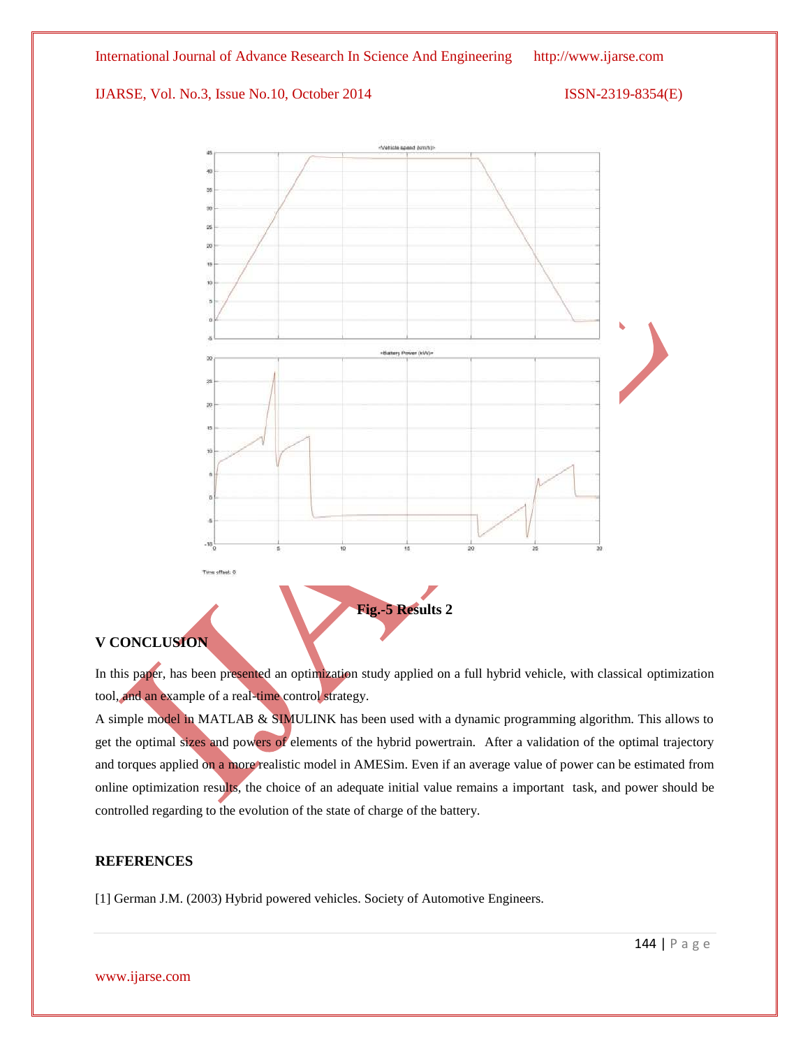**Fig.-5 Results 2**

## V CONCLUSION

In this paper, has been presented an optimization study applied on a full hybrid vehicle, with classical optimization tool, and an example of a real-time control strategy.

A simple model in MATLAB & SIMULINK has been used with a dynamic programming algorithm. This allows to get the optimal sizes and powers of elements of the hybrid powertrain. After a validation of the optimal trajectory and torques applied on a more realistic model in AMESim. Even if an average value of power can be estimated from online optimization results, the choice of an adequate initial value remains a important task, and power should be controlled regarding to the evolution of the state of charge of the battery.

## REFERENCES

[1] German J.M. (2003) Hybrid powered vehicles. Society of Automotive Engineers.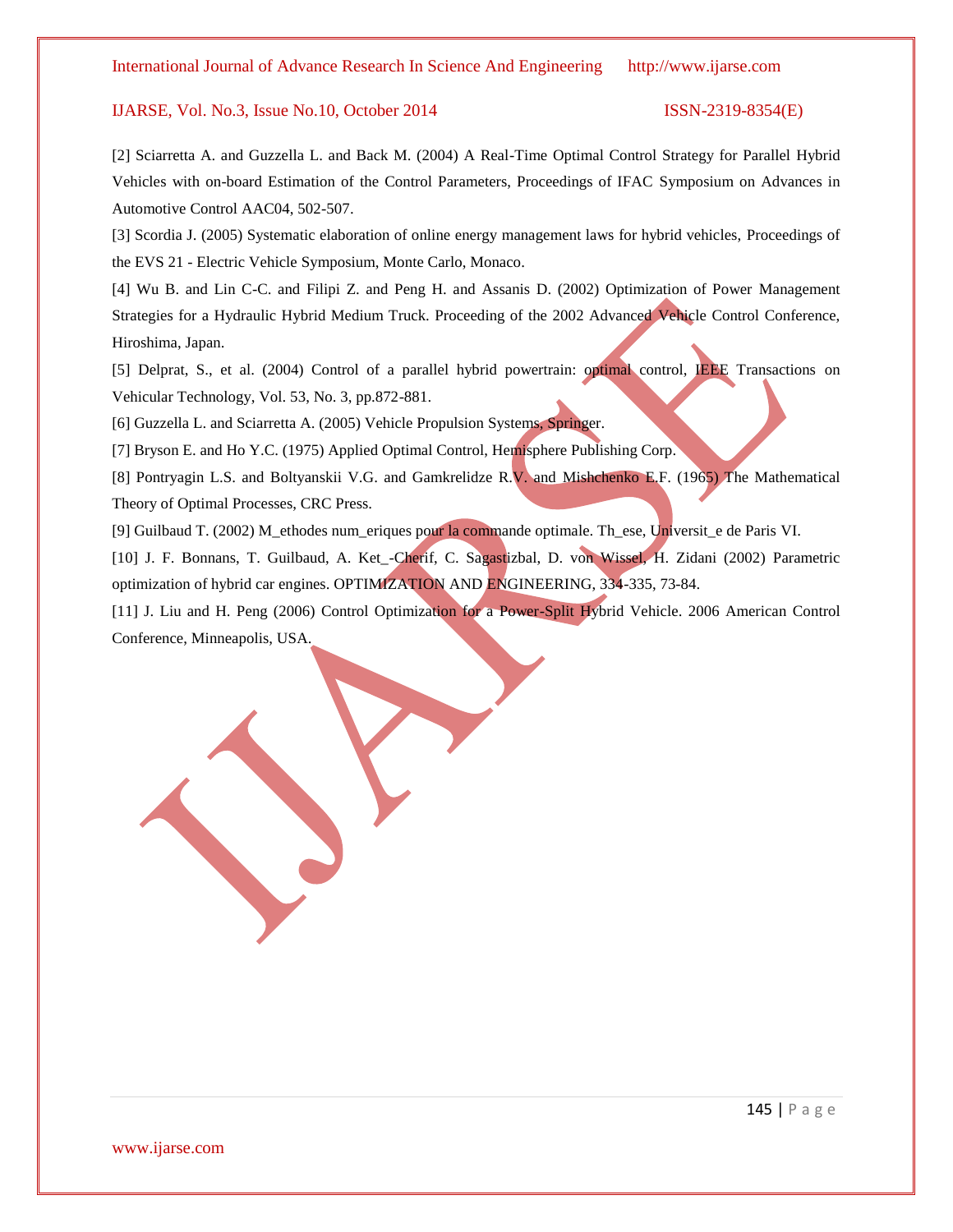[2] Sciarretta A. and Guzzella L. and Back M. (2004) A Real-Time Optimal Control Strategy for Parallel Hybrid Vehicles with on-board Estimation of the Control Parameters, Proceedings of IFAC Symposium on Advances in Automotive Control AAC04, 502-507.

[3] Scordia J. (2005) Systematic elaboration of online energy management laws for hybrid vehicles, Proceedings of the EVS 21 - Electric Vehicle Symposium, Monte Carlo, Monaco.

[4] Wu B. and Lin C-C. and Filipi Z. and Peng H. and Assanis D. (2002) Optimization of Power Management Strategies for a Hydraulic Hybrid Medium Truck. Proceeding of the 2002 Advanced Vehicle Control Conference, Hiroshima, Japan.

[5] Delprat, S., et al. (2004) Control of a parallel hybrid powertrain: optimal control, IEEE Transactions on Vehicular Technology, Vol. 53, No. 3, pp.872-881.

[6] Guzzella L. and Sciarretta A. (2005) Vehicle Propulsion Systems, Springer.

[7] Bryson E. and Ho Y.C. (1975) Applied Optimal Control, Hemisphere Publishing Corp.

[8] Pontryagin L.S. and Boltyanskii V.G. and Gamkrelidze R.V. and Mishchenko E.F. (1965) The Mathematical Theory of Optimal Processes, CRC Press.

[9] Guilbaud T. (2002) M_ethodes num_eriques pour la commande optimale. Th_ese, Universit_e de Paris VI.

[10] J. F. Bonnans, T. Guilbaud, A. Ket_-Cherif, C. Sagastizbal, D. von Wissel, H. Zidani (2002) Parametric optimization of hybrid car engines. OPTIMIZATION AND ENGINEERING, 334-335, 73-84.

[11] J. Liu and H. Peng (2006) Control Optimization for a Power-Split Hybrid Vehicle. 2006 American Control Conference, Minneapolis, USA.